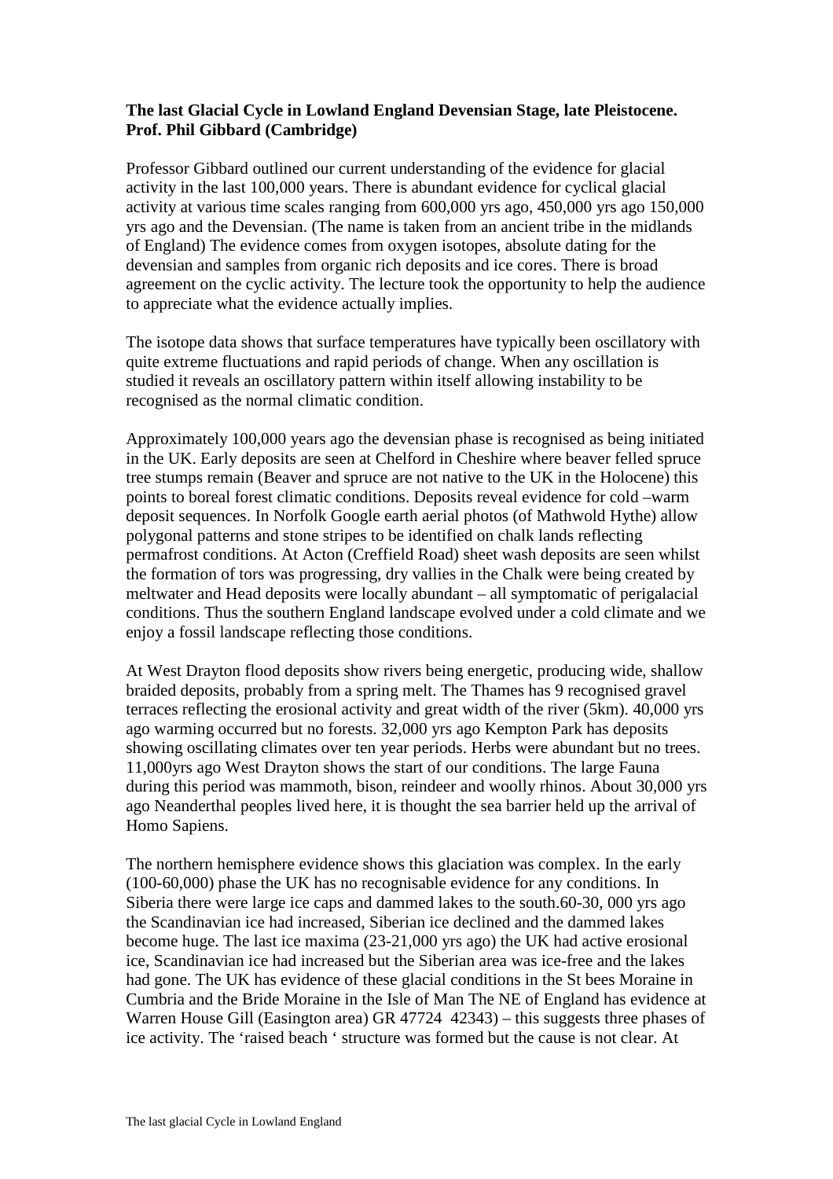**The last Glacial Cycle in Lowland England Devensian Stage, late Pleistocene.**
**Prof. Phil Gibbard (Cambridge)**

Professor Gibbard outlined our current understanding of the evidence for glacial activity in the last 100,000 years. There is abundant evidence for cyclical glacial activity at various time scales ranging from 600,000 yrs ago, 450,000 yrs ago 150,000 yrs ago and the Devensian. (The name is taken from an ancient tribe in the midlands of England) The evidence comes from oxygen isotopes, absolute dating for the devensian and samples from organic rich deposits and ice cores. There is broad agreement on the cyclic activity. The lecture took the opportunity to help the audience to appreciate what the evidence actually implies.

The isotope data shows that surface temperatures have typically been oscillatory with quite extreme fluctuations and rapid periods of change. When any oscillation is studied it reveals an oscillatory pattern within itself allowing instability to be recognised as the normal climatic condition.

Approximately 100,000 years ago the devensian phase is recognised as being initiated in the UK. Early deposits are seen at Chelford in Cheshire where beaver felled spruce tree stumps remain (Beaver and spruce are not native to the UK in the Holocene) this points to boreal forest climatic conditions. Deposits reveal evidence for cold –warm deposit sequences. In Norfolk Google earth aerial photos (of Mathwold Hythe) allow polygonal patterns and stone stripes to be identified on chalk lands reflecting permafrost conditions. At Acton (Creffield Road) sheet wash deposits are seen whilst the formation of tors was progressing, dry vallies in the Chalk were being created by meltwater and Head deposits were locally abundant – all symptomatic of perigalacial conditions. Thus the southern England landscape evolved under a cold climate and we enjoy a fossil landscape reflecting those conditions.

At West Drayton flood deposits show rivers being energetic, producing wide, shallow braided deposits, probably from a spring melt. The Thames has 9 recognised gravel terraces reflecting the erosional activity and great width of the river (5km). 40,000 yrs ago warming occurred but no forests. 32,000 yrs ago Kempton Park has deposits showing oscillating climates over ten year periods. Herbs were abundant but no trees. 11,000yrs ago West Drayton shows the start of our conditions. The large Fauna during this period was mammoth, bison, reindeer and woolly rhinos. About 30,000 yrs ago Neanderthal peoples lived here, it is thought the sea barrier held up the arrival of Homo Sapiens.

The northern hemisphere evidence shows this glaciation was complex. In the early (100-60,000) phase the UK has no recognisable evidence for any conditions. In Siberia there were large ice caps and dammed lakes to the south.60-30, 000 yrs ago the Scandinavian ice had increased, Siberian ice declined and the dammed lakes become huge. The last ice maxima (23-21,000 yrs ago) the UK had active erosional ice, Scandinavian ice had increased but the Siberian area was ice-free and the lakes had gone. The UK has evidence of these glacial conditions in the St bees Moraine in Cumbria and the Bride Moraine in the Isle of Man The NE of England has evidence at Warren House Gill (Easington area) GR 47724 42343) – this suggests three phases of ice activity. The 'raised beach ' structure was formed but the cause is not clear. At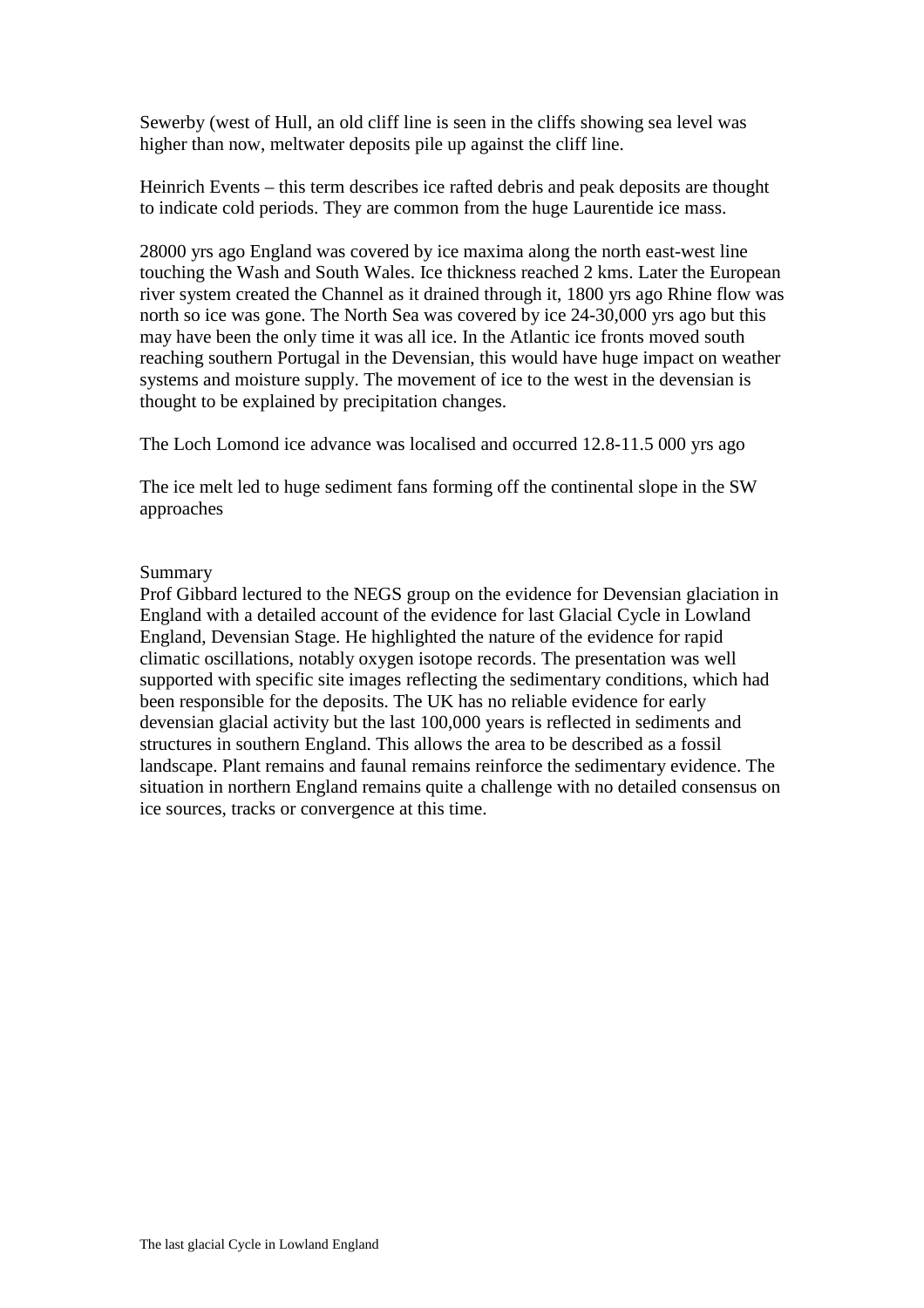Sewerby (west of Hull, an old cliff line is seen in the cliffs showing sea level was higher than now, meltwater deposits pile up against the cliff line.

Heinrich Events – this term describes ice rafted debris and peak deposits are thought to indicate cold periods. They are common from the huge Laurentide ice mass.

28000 yrs ago England was covered by ice maxima along the north east-west line touching the Wash and South Wales. Ice thickness reached 2 kms. Later the European river system created the Channel as it drained through it, 1800 yrs ago Rhine flow was north so ice was gone. The North Sea was covered by ice 24-30,000 yrs ago but this may have been the only time it was all ice. In the Atlantic ice fronts moved south reaching southern Portugal in the Devensian, this would have huge impact on weather systems and moisture supply. The movement of ice to the west in the devensian is thought to be explained by precipitation changes.

The Loch Lomond ice advance was localised and occurred 12.8-11.5 000 yrs ago

The ice melt led to huge sediment fans forming off the continental slope in the SW approaches

Summary

Prof Gibbard lectured to the NEGS group on the evidence for Devensian glaciation in England with a detailed account of the evidence for last Glacial Cycle in Lowland England, Devensian Stage. He highlighted the nature of the evidence for rapid climatic oscillations, notably oxygen isotope records. The presentation was well supported with specific site images reflecting the sedimentary conditions, which had been responsible for the deposits. The UK has no reliable evidence for early devensian glacial activity but the last 100,000 years is reflected in sediments and structures in southern England. This allows the area to be described as a fossil landscape. Plant remains and faunal remains reinforce the sedimentary evidence. The situation in northern England remains quite a challenge with no detailed consensus on ice sources, tracks or convergence at this time.